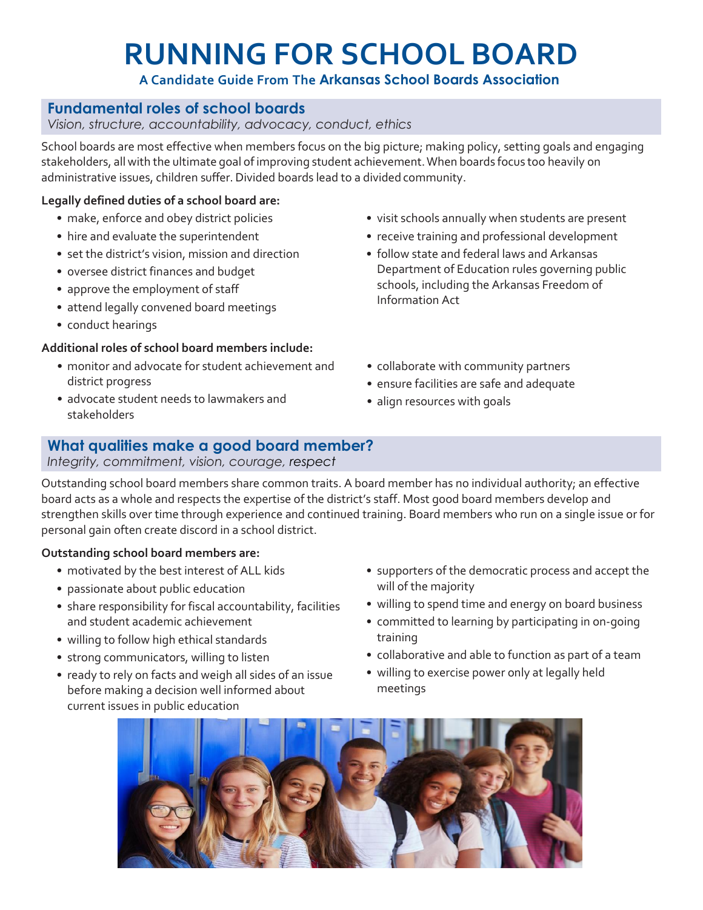# RUNNING FOR SCHOOL BOARD

**A Candidate Guide From The Arkansas School Boards Association**

## Fundamental roles of school boards

*Vision, structure, accountability, advocacy, conduct, ethics*

School boards are most effective when members focus on the big picture; making policy, setting goals and engaging stakeholders, all with the ultimate goal of improving student achievement. When boards focus too heavily on administrative issues, children suffer. Divided boards lead to a divided community.

**Legally defined duties of a school board are:**

- make, enforce and obey district policies
- hire and evaluate the superintendent
- set the district's vision, mission and direction
- oversee district finances and budget
- approve the employment of staff
- attend legally convened board meetings
- conduct hearings
- visit schools annually when students are present
- receive training and professional development
- follow state and federal laws and Arkansas Department of Education rules governing public schools, including the Arkansas Freedom of Information Act

**Additional roles of school board members include:**

- monitor and advocate for student achievement and district progress
- advocate student needs to lawmakers and stakeholders
- collaborate with community partners
- ensure facilities are safe and adequate
- align resources with goals

## What qualities make a good board member?

*Integrity, commitment, vision, courage, respect*

Outstanding school board members share common traits. A board member has no individual authority; an effective board acts as a whole and respects the expertise of the district's staff. Most good board members develop and strengthen skills over time through experience and continued training. Board members who run on a single issue or for personal gain often create discord in a school district.

**Outstanding school board members are:**

- motivated by the best interest of ALL kids
- passionate about public education
- share responsibility for fiscal accountability, facilities and student academic achievement
- willing to follow high ethical standards
- strong communicators, willing to listen
- ready to rely on facts and weigh all sides of an issue before making a decision well informed about current issues in public education
- supporters of the democratic process and accept the will of the majority
- willing to spend time and energy on board business
- committed to learning by participating in on-going training
- collaborative and able to function as part of a team
- willing to exercise power only at legally held meetings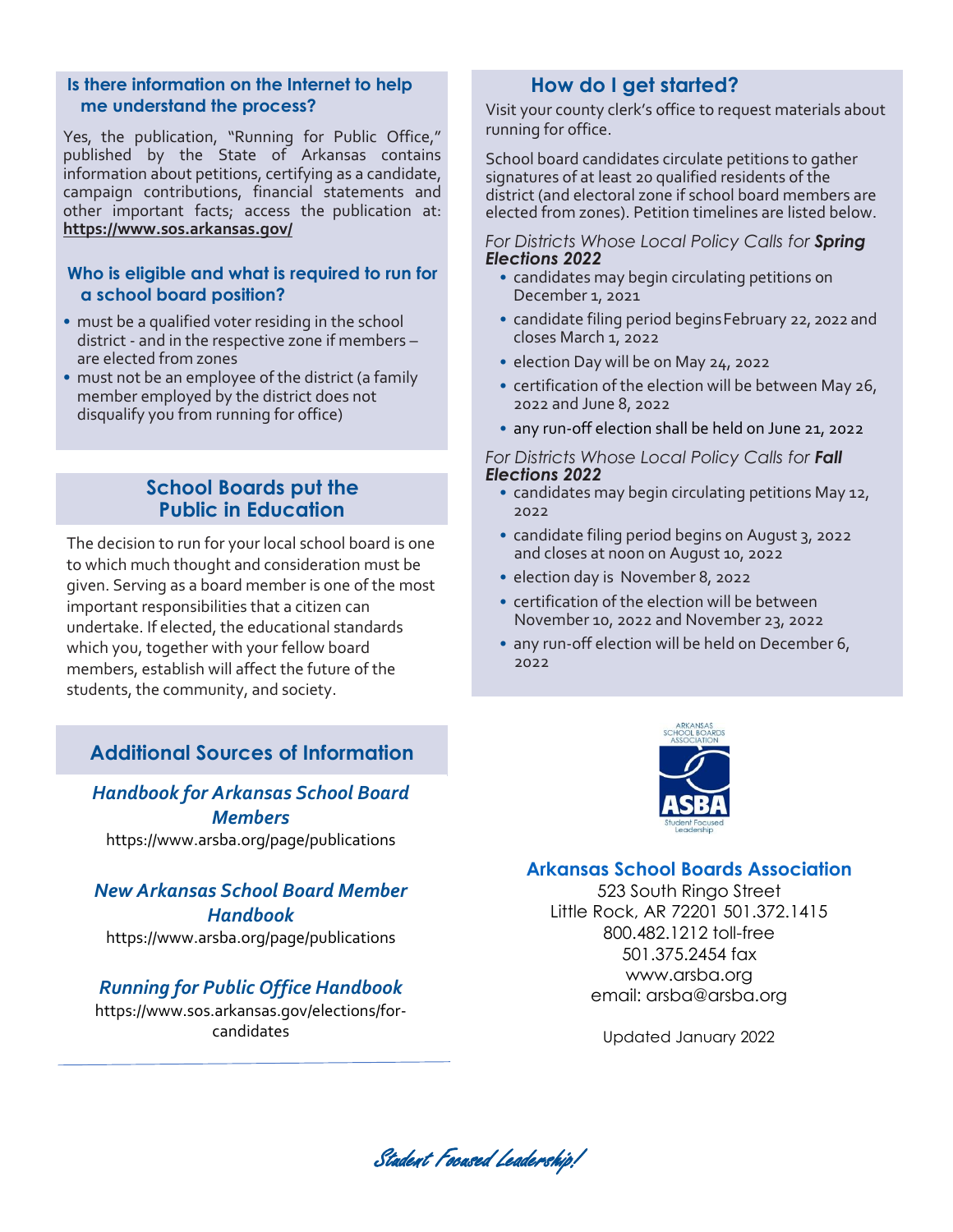### Is there information on the Internet to help me understand the process?

Yes, the publication, "Running for Public Office," published by the State of Arkansas contains information about petitions, certifying as a candidate, campaign contributions, financial statements and other important facts; access the publication at: **https://www.sos.arkansas.gov/**

### Who is eligible and what is required to run for a school board position?

- must be a qualified voter residing in the school district - and in the respective zone if members – are elected from zones
- must not be an employee of the district (a family member employed by the district does not disqualify you from running for office)

## School Boards put the Public in Education

The decision to run for your local school board is one to which much thought and consideration must be given. Serving as a board member is one of the most important responsibilities that a citizen can undertake. If elected, the educational standards which you, together with your fellow board members, establish will affect the future of the students, the community, and society.

## Additional Sources of Information

***Handbook for Arkansas School Board Members***
https://www.arsba.org/page/publications

***New Arkansas School Board Member Handbook***
https://www.arsba.org/page/publications

***Running for Public Office Handbook***
https://www.sos.arkansas.gov/elections/for-candidates

## How do I get started?

Visit your county clerk's office to request materials about running for office.

School board candidates circulate petitions to gather signatures of at least 20 qualified residents of the district (and electoral zone if school board members are elected from zones). Petition timelines are listed below.

*For Districts Whose Local Policy Calls for **Spring Elections 2022***

- candidates may begin circulating petitions on December 1, 2021
- candidate filing period begins February 22, 2022 and closes March 1, 2022
- election Day will be on May 24, 2022
- certification of the election will be between May 26, 2022 and June 8, 2022
- any run-off election shall be held on June 21, 2022

*For Districts Whose Local Policy Calls for **Fall Elections 2022***

- candidates may begin circulating petitions May 12, 2022
- candidate filing period begins on August 3, 2022 and closes at noon on August 10, 2022
- election day is November 8, 2022
- certification of the election will be between November 10, 2022 and November 23, 2022
- any run-off election will be held on December 6, 2022

ARKANSAS SCHOOL BOARDS ASSOCIATION
ASBA
Student Focused Leadership

**Arkansas School Boards Association**
523 South Ringo Street
Little Rock, AR 72201 501.372.1415
800.482.1212 toll-free
501.375.2454 fax
www.arsba.org
email: arsba@arsba.org

Updated January 2022

*Student Focused Leadership!*